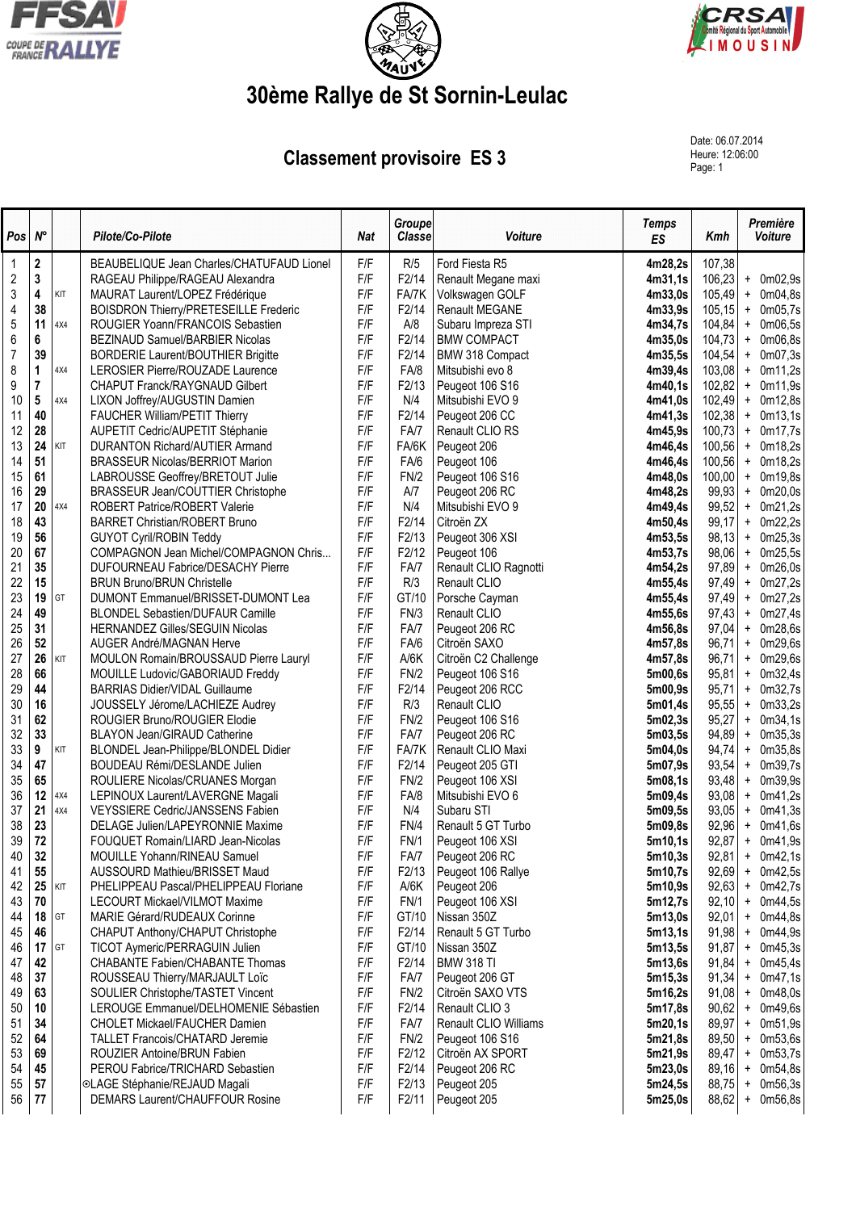# 30ème Rallye de St Sornin-Leulac

## Classement provisoire ES 3

Date: 06.07.2014
Heure: 12:06:00
Page: 1

| Pos | N° | | Pilote/Co-Pilote | Nat | Groupe Classe | Voiture | Temps ES | Kmh | Première Voiture |
|---|---|---|---|---|---|---|---|---|---|
| 1 | **2** | | BEAUBELIQUE Jean Charles/CHATUFAUD Lionel | F/F | R/5 | Ford Fiesta R5 | **4m28,2s** | 107,38 | |
| 2 | **3** | | RAGEAU Philippe/RAGEAU Alexandra | F/F | F2/14 | Renault Megane maxi | **4m31,1s** | 106,23 | + 0m02,9s |
| 3 | **4** | KIT | MAURAT Laurent/LOPEZ Frédérique | F/F | FA/7K | Volkswagen GOLF | **4m33,0s** | 105,49 | + 0m04,8s |
| 4 | **38** | | BOISDRON Thierry/PRETESEILLE Frederic | F/F | F2/14 | Renault MEGANE | **4m33,9s** | 105,15 | + 0m05,7s |
| 5 | **11** | 4X4 | ROUGIER Yoann/FRANCOIS Sebastien | F/F | A/8 | Subaru Impreza STI | **4m34,7s** | 104,84 | + 0m06,5s |
| 6 | **6** | | BEZINAUD Samuel/BARBIER Nicolas | F/F | F2/14 | BMW COMPACT | **4m35,0s** | 104,73 | + 0m06,8s |
| 7 | **39** | | BORDERIE Laurent/BOUTHIER Brigitte | F/F | F2/14 | BMW 318 Compact | **4m35,5s** | 104,54 | + 0m07,3s |
| 8 | **1** | 4X4 | LEROSIER Pierre/ROUZADE Laurence | F/F | FA/8 | Mitsubishi evo 8 | **4m39,4s** | 103,08 | + 0m11,2s |
| 9 | **7** | | CHAPUT Franck/RAYGNAUD Gilbert | F/F | F2/13 | Peugeot 106 S16 | **4m40,1s** | 102,82 | + 0m11,9s |
| 10 | **5** | 4X4 | LIXON Joffrey/AUGUSTIN Damien | F/F | N/4 | Mitsubishi EVO 9 | **4m41,0s** | 102,49 | + 0m12,8s |
| 11 | **40** | | FAUCHER William/PETIT Thierry | F/F | F2/14 | Peugeot 206 CC | **4m41,3s** | 102,38 | + 0m13,1s |
| 12 | **28** | | AUPETIT Cedric/AUPETIT Stéphanie | F/F | FA/7 | Renault CLIO RS | **4m45,9s** | 100,73 | + 0m17,7s |
| 13 | **24** | KIT | DURANTON Richard/AUTIER Armand | F/F | FA/6K | Peugeot 206 | **4m46,4s** | 100,56 | + 0m18,2s |
| 14 | **51** | | BRASSEUR Nicolas/BERRIOT Marion | F/F | FA/6 | Peugeot 106 | **4m46,4s** | 100,56 | + 0m18,2s |
| 15 | **61** | | LABROUSSE Geoffrey/BRETOUT Julie | F/F | FN/2 | Peugeot 106 S16 | **4m48,0s** | 100,00 | + 0m19,8s |
| 16 | **29** | | BRASSEUR Jean/COUTTIER Christophe | F/F | A/7 | Peugeot 206 RC | **4m48,2s** | 99,93 | + 0m20,0s |
| 17 | **20** | 4X4 | ROBERT Patrice/ROBERT Valerie | F/F | N/4 | Mitsubishi EVO 9 | **4m49,4s** | 99,52 | + 0m21,2s |
| 18 | **43** | | BARRET Christian/ROBERT Bruno | F/F | F2/14 | Citroën ZX | **4m50,4s** | 99,17 | + 0m22,2s |
| 19 | **56** | | GUYOT Cyril/ROBIN Teddy | F/F | F2/13 | Peugeot 306 XSI | **4m53,5s** | 98,13 | + 0m25,3s |
| 20 | **67** | | COMPAGNON Jean Michel/COMPAGNON Chris... | F/F | F2/12 | Peugeot 106 | **4m53,7s** | 98,06 | + 0m25,5s |
| 21 | **35** | | DUFOURNEAU Fabrice/DESACHY Pierre | F/F | FA/7 | Renault CLIO Ragnotti | **4m54,2s** | 97,89 | + 0m26,0s |
| 22 | **15** | | BRUN Bruno/BRUN Christelle | F/F | R/3 | Renault CLIO | **4m55,4s** | 97,49 | + 0m27,2s |
| 23 | **19** | GT | DUMONT Emmanuel/BRISSET-DUMONT Lea | F/F | GT/10 | Porsche Cayman | **4m55,4s** | 97,49 | + 0m27,2s |
| 24 | **49** | | BLONDEL Sebastien/DUFAUR Camille | F/F | FN/3 | Renault CLIO | **4m55,6s** | 97,43 | + 0m27,4s |
| 25 | **31** | | HERNANDEZ Gilles/SEGUIN Nicolas | F/F | FA/7 | Peugeot 206 RC | **4m56,8s** | 97,04 | + 0m28,6s |
| 26 | **52** | | AUGER André/MAGNAN Herve | F/F | FA/6 | Citroën SAXO | **4m57,8s** | 96,71 | + 0m29,6s |
| 27 | **26** | KIT | MOULON Romain/BROUSSAUD Pierre Lauryl | F/F | A/6K | Citroën C2 Challenge | **4m57,8s** | 96,71 | + 0m29,6s |
| 28 | **66** | | MOUILLE Ludovic/GABORIAUD Freddy | F/F | FN/2 | Peugeot 106 S16 | **5m00,6s** | 95,81 | + 0m32,4s |
| 29 | **44** | | BARRIAS Didier/VIDAL Guillaume | F/F | F2/14 | Peugeot 206 RCC | **5m00,9s** | 95,71 | + 0m32,7s |
| 30 | **16** | | JOUSSELY Jérome/LACHIEZE Audrey | F/F | R/3 | Renault CLIO | **5m01,4s** | 95,55 | + 0m33,2s |
| 31 | **62** | | ROUGIER Bruno/ROUGIER Elodie | F/F | FN/2 | Peugeot 106 S16 | **5m02,3s** | 95,27 | + 0m34,1s |
| 32 | **33** | | BLAYON Jean/GIRAUD Catherine | F/F | FA/7 | Peugeot 206 RC | **5m03,5s** | 94,89 | + 0m35,3s |
| 33 | **9** | KIT | BLONDEL Jean-Philippe/BLONDEL Didier | F/F | FA/7K | Renault CLIO Maxi | **5m04,0s** | 94,74 | + 0m35,8s |
| 34 | **47** | | BOUDEAU Rémi/DESLANDE Julien | F/F | F2/14 | Peugeot 205 GTI | **5m07,9s** | 93,54 | + 0m39,7s |
| 35 | **65** | | ROULIERE Nicolas/CRUANES Morgan | F/F | FN/2 | Peugeot 106 XSI | **5m08,1s** | 93,48 | + 0m39,9s |
| 36 | **12** | 4X4 | LEPINOUX Laurent/LAVERGNE Magali | F/F | FA/8 | Mitsubishi EVO 6 | **5m09,4s** | 93,08 | + 0m41,2s |
| 37 | **21** | 4X4 | VEYSSIERE Cedric/JANSSENS Fabien | F/F | N/4 | Subaru STI | **5m09,5s** | 93,05 | + 0m41,3s |
| 38 | **23** | | DELAGE Julien/LAPEYRONNIE Maxime | F/F | FN/4 | Renault 5 GT Turbo | **5m09,8s** | 92,96 | + 0m41,6s |
| 39 | **72** | | FOUQUET Romain/LIARD Jean-Nicolas | F/F | FN/1 | Peugeot 106 XSI | **5m10,1s** | 92,87 | + 0m41,9s |
| 40 | **32** | | MOUILLE Yohann/RINEAU Samuel | F/F | FA/7 | Peugeot 206 RC | **5m10,3s** | 92,81 | + 0m42,1s |
| 41 | **55** | | AUSSOURD Mathieu/BRISSET Maud | F/F | F2/13 | Peugeot 106 Rallye | **5m10,7s** | 92,69 | + 0m42,5s |
| 42 | **25** | KIT | PHELIPPEAU Pascal/PHELIPPEAU Floriane | F/F | A/6K | Peugeot 206 | **5m10,9s** | 92,63 | + 0m42,7s |
| 43 | **70** | | LECOURT Mickael/VILMOT Maxime | F/F | FN/1 | Peugeot 106 XSI | **5m12,7s** | 92,10 | + 0m44,5s |
| 44 | **18** | GT | MARIE Gérard/RUDEAUX Corinne | F/F | GT/10 | Nissan 350Z | **5m13,0s** | 92,01 | + 0m44,8s |
| 45 | **46** | | CHAPUT Anthony/CHAPUT Christophe | F/F | F2/14 | Renault 5 GT Turbo | **5m13,1s** | 91,98 | + 0m44,9s |
| 46 | **17** | GT | TICOT Aymeric/PERRAGUIN Julien | F/F | GT/10 | Nissan 350Z | **5m13,5s** | 91,87 | + 0m45,3s |
| 47 | **42** | | CHABANTE Fabien/CHABANTE Thomas | F/F | F2/14 | BMW 318 TI | **5m13,6s** | 91,84 | + 0m45,4s |
| 48 | **37** | | ROUSSEAU Thierry/MARJAULT Loïc | F/F | FA/7 | Peugeot 206 GT | **5m15,3s** | 91,34 | + 0m47,1s |
| 49 | **63** | | SOULIER Christophe/TASTET Vincent | F/F | FN/2 | Citroën SAXO VTS | **5m16,2s** | 91,08 | + 0m48,0s |
| 50 | **10** | | LEROUGE Emmanuel/DELHOMENIE Sébastien | F/F | F2/14 | Renault CLIO 3 | **5m17,8s** | 90,62 | + 0m49,6s |
| 51 | **34** | | CHOLET Mickael/FAUCHER Damien | F/F | FA/7 | Renault CLIO Williams | **5m20,1s** | 89,97 | + 0m51,9s |
| 52 | **64** | | TALLET Francois/CHATARD Jeremie | F/F | FN/2 | Peugeot 106 S16 | **5m21,8s** | 89,50 | + 0m53,6s |
| 53 | **69** | | ROUZIER Antoine/BRUN Fabien | F/F | F2/12 | Citroën AX SPORT | **5m21,9s** | 89,47 | + 0m53,7s |
| 54 | **45** | | PEROU Fabrice/TRICHARD Sebastien | F/F | F2/14 | Peugeot 206 RC | **5m23,0s** | 89,16 | + 0m54,8s |
| 55 | **57** | | ⊙LAGE Stéphanie/REJAUD Magali | F/F | F2/13 | Peugeot 205 | **5m24,5s** | 88,75 | + 0m56,3s |
| 56 | **77** | | DEMARS Laurent/CHAUFFOUR Rosine | F/F | F2/11 | Peugeot 205 | **5m25,0s** | 88,62 | + 0m56,8s |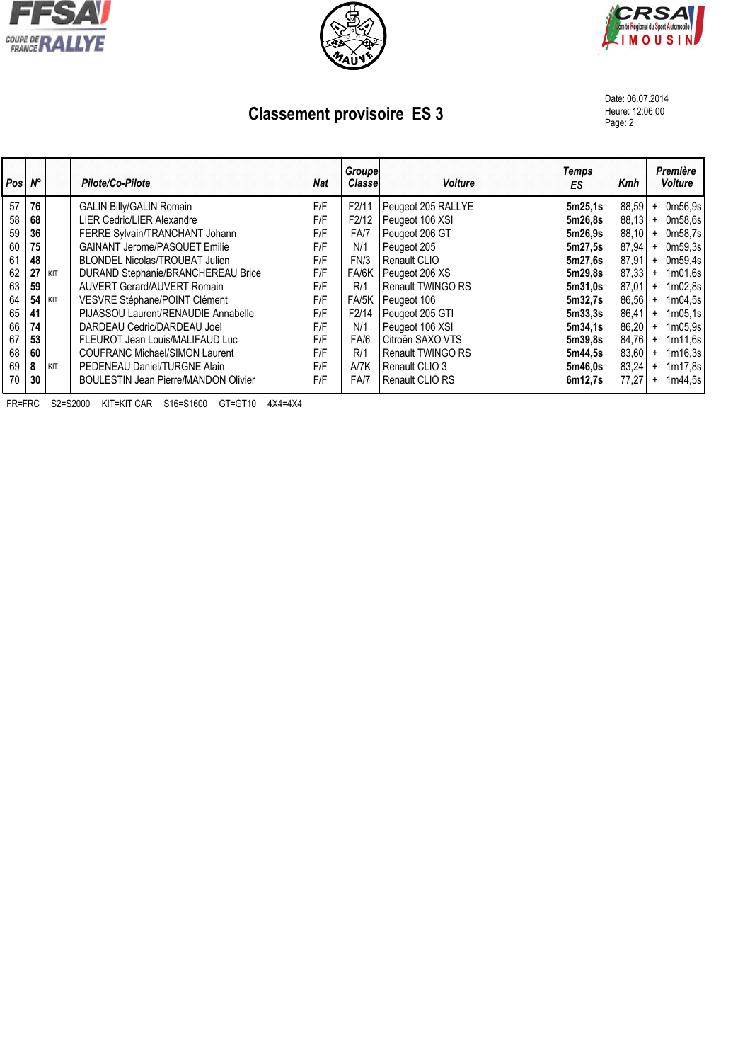# Classement provisoire ES 3

Date: 06.07.2014
Heure: 12:06:00

| Pos | N° | | Pilote/Co-Pilote | Nat | Groupe Classe | Voiture | Temps ES | Kmh | Première Voiture |
|---|---|---|---|---|---|---|---|---|---|
| 57 | 76 | | GALIN Billy/GALIN Romain | F/F | F2/11 | Peugeot 205 RALLYE | 5m25,1s | 88,59 | + 0m56,9s |
| 58 | 68 | | LIER Cedric/LIER Alexandre | F/F | F2/12 | Peugeot 106 XSI | 5m26,8s | 88,13 | + 0m58,6s |
| 59 | 36 | | FERRE Sylvain/TRANCHANT Johann | F/F | FA/7 | Peugeot 206 GT | 5m26,9s | 88,10 | + 0m58,7s |
| 60 | 75 | | GAINANT Jerome/PASQUET Emilie | F/F | N/1 | Peugeot 205 | 5m27,5s | 87,94 | + 0m59,3s |
| 61 | 48 | | BLONDEL Nicolas/TROUBAT Julien | F/F | FN/3 | Renault CLIO | 5m27,6s | 87,91 | + 0m59,4s |
| 62 | 27 | KIT | DURAND Stephanie/BRANCHEREAU Brice | F/F | FA/6K | Peugeot 206 XS | 5m29,8s | 87,33 | + 1m01,6s |
| 63 | 59 | | AUVERT Gerard/AUVERT Romain | F/F | R/1 | Renault TWINGO RS | 5m31,0s | 87,01 | + 1m02,8s |
| 64 | 54 | KIT | VESVRE Stéphane/POINT Clément | F/F | FA/5K | Peugeot 106 | 5m32,7s | 86,56 | + 1m04,5s |
| 65 | 41 | | PIJASSOU Laurent/RENAUDIE Annabelle | F/F | F2/14 | Peugeot 205 GTI | 5m33,3s | 86,41 | + 1m05,1s |
| 66 | 74 | | DARDEAU Cedric/DARDEAU Joel | F/F | N/1 | Peugeot 106 XSI | 5m34,1s | 86,20 | + 1m05,9s |
| 67 | 53 | | FLEUROT Jean Louis/MALIFAUD Luc | F/F | FA/6 | Citroën SAXO VTS | 5m39,8s | 84,76 | + 1m11,6s |
| 68 | 60 | | COUFRANC Michael/SIMON Laurent | F/F | R/1 | Renault TWINGO RS | 5m44,5s | 83,60 | + 1m16,3s |
| 69 | 8 | KIT | PEDENEAU Daniel/TURGNE Alain | F/F | A/7K | Renault CLIO 3 | 5m46,0s | 83,24 | + 1m17,8s |
| 70 | 30 | | BOULESTIN Jean Pierre/MANDON Olivier | F/F | FA/7 | Renault CLIO RS | 6m12,7s | 77,27 | + 1m44,5s |

FR=FRC S2=S2000 KIT=KIT CAR S16=S1600 GT=GT10 4X4=4X4